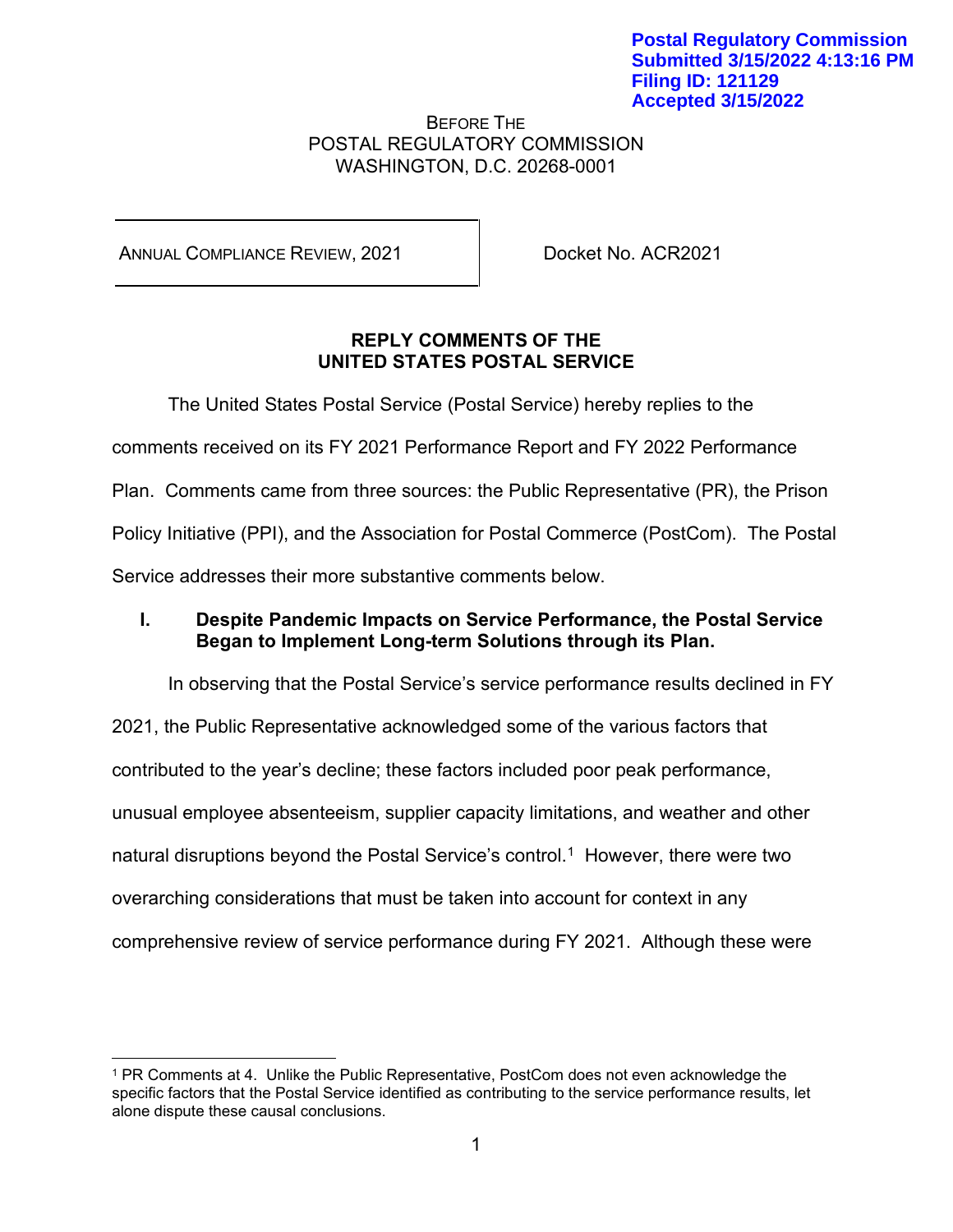Postal Regulatory Commission
Submitted 3/15/2022 4:13:16 PM
Filing ID: 121129
Accepted 3/15/2022

BEFORE THE
POSTAL REGULATORY COMMISSION
WASHINGTON, D.C. 20268-0001

| ANNUAL COMPLIANCE REVIEW, 2021 | Docket No. ACR2021 |
|---|---|

**REPLY COMMENTS OF THE UNITED STATES POSTAL SERVICE**

The United States Postal Service (Postal Service) hereby replies to the comments received on its FY 2021 Performance Report and FY 2022 Performance Plan. Comments came from three sources: the Public Representative (PR), the Prison Policy Initiative (PPI), and the Association for Postal Commerce (PostCom). The Postal Service addresses their more substantive comments below.

## I. Despite Pandemic Impacts on Service Performance, the Postal Service Began to Implement Long-term Solutions through its Plan.

In observing that the Postal Service's service performance results declined in FY 2021, the Public Representative acknowledged some of the various factors that contributed to the year's decline; these factors included poor peak performance, unusual employee absenteeism, supplier capacity limitations, and weather and other natural disruptions beyond the Postal Service's control.[1] However, there were two overarching considerations that must be taken into account for context in any comprehensive review of service performance during FY 2021. Although these were

[1] PR Comments at 4. Unlike the Public Representative, PostCom does not even acknowledge the specific factors that the Postal Service identified as contributing to the service performance results, let alone dispute these causal conclusions.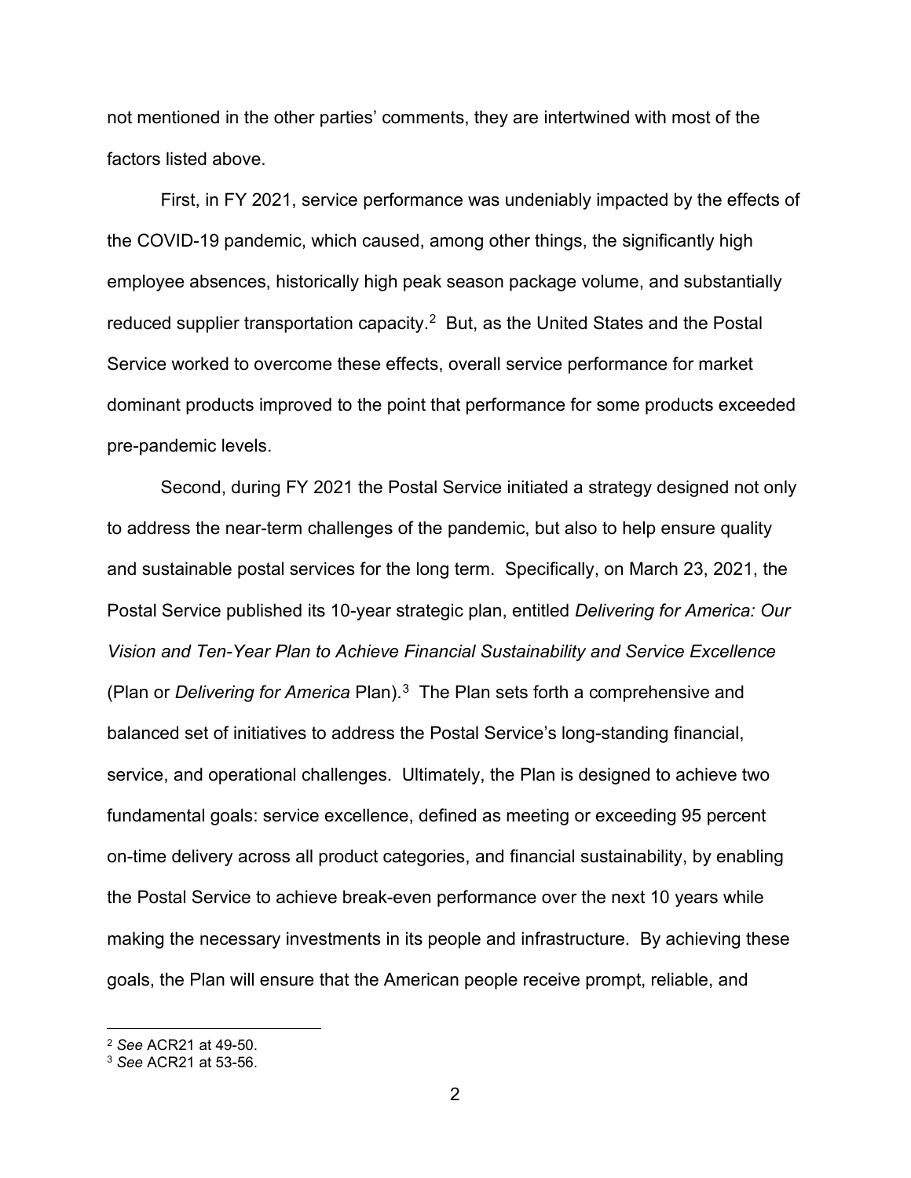not mentioned in the other parties' comments, they are intertwined with most of the factors listed above.

First, in FY 2021, service performance was undeniably impacted by the effects of the COVID-19 pandemic, which caused, among other things, the significantly high employee absences, historically high peak season package volume, and substantially reduced supplier transportation capacity.[2] But, as the United States and the Postal Service worked to overcome these effects, overall service performance for market dominant products improved to the point that performance for some products exceeded pre-pandemic levels.

Second, during FY 2021 the Postal Service initiated a strategy designed not only to address the near-term challenges of the pandemic, but also to help ensure quality and sustainable postal services for the long term. Specifically, on March 23, 2021, the Postal Service published its 10-year strategic plan, entitled *Delivering for America: Our Vision and Ten-Year Plan to Achieve Financial Sustainability and Service Excellence* (Plan or *Delivering for America* Plan).[3] The Plan sets forth a comprehensive and balanced set of initiatives to address the Postal Service's long-standing financial, service, and operational challenges. Ultimately, the Plan is designed to achieve two fundamental goals: service excellence, defined as meeting or exceeding 95 percent on-time delivery across all product categories, and financial sustainability, by enabling the Postal Service to achieve break-even performance over the next 10 years while making the necessary investments in its people and infrastructure. By achieving these goals, the Plan will ensure that the American people receive prompt, reliable, and

[2] *See* ACR21 at 49-50.
[3] *See* ACR21 at 53-56.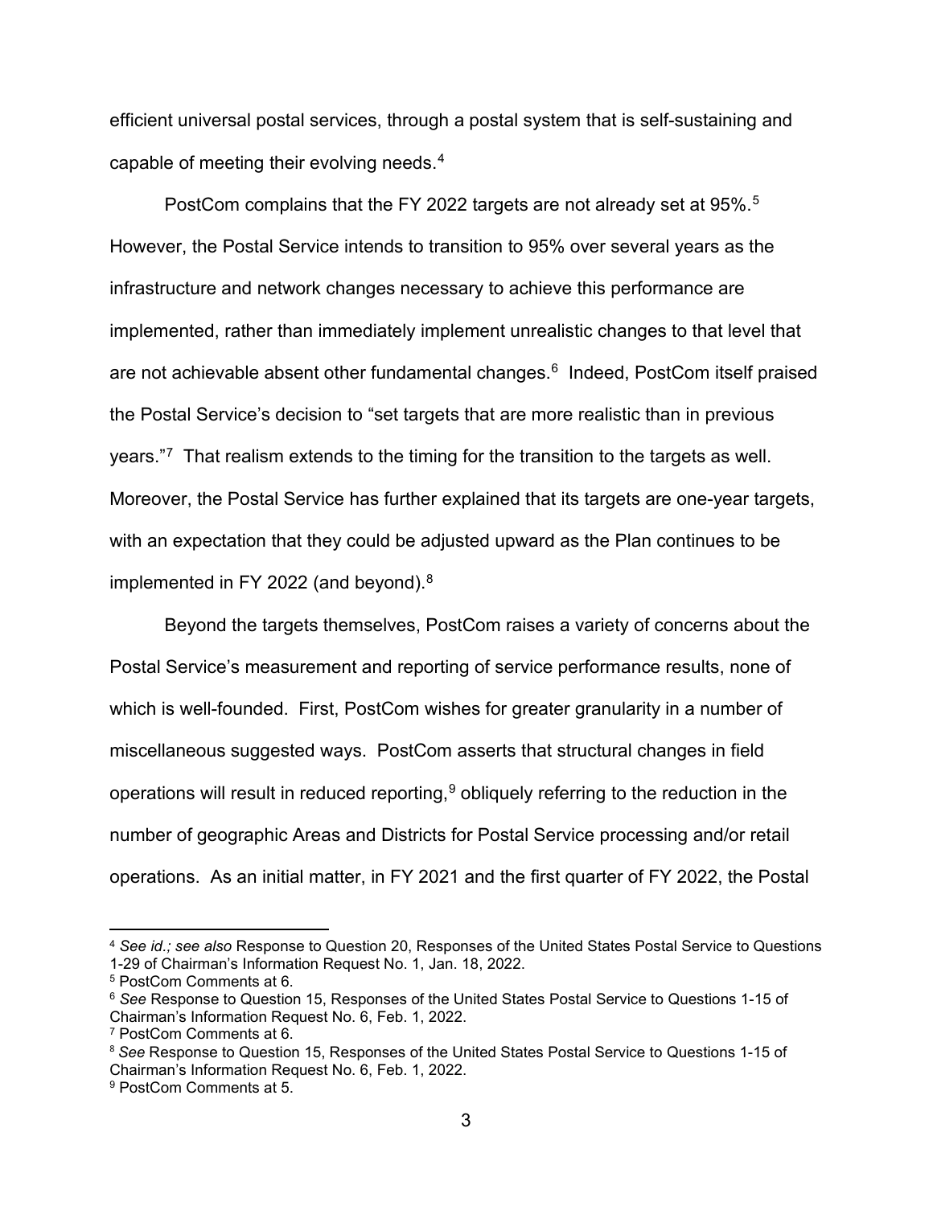efficient universal postal services, through a postal system that is self-sustaining and capable of meeting their evolving needs.[4]

PostCom complains that the FY 2022 targets are not already set at 95%.[5] However, the Postal Service intends to transition to 95% over several years as the infrastructure and network changes necessary to achieve this performance are implemented, rather than immediately implement unrealistic changes to that level that are not achievable absent other fundamental changes.[6] Indeed, PostCom itself praised the Postal Service's decision to "set targets that are more realistic than in previous years."[7] That realism extends to the timing for the transition to the targets as well. Moreover, the Postal Service has further explained that its targets are one-year targets, with an expectation that they could be adjusted upward as the Plan continues to be implemented in FY 2022 (and beyond).[8]

Beyond the targets themselves, PostCom raises a variety of concerns about the Postal Service's measurement and reporting of service performance results, none of which is well-founded. First, PostCom wishes for greater granularity in a number of miscellaneous suggested ways. PostCom asserts that structural changes in field operations will result in reduced reporting,[9] obliquely referring to the reduction in the number of geographic Areas and Districts for Postal Service processing and/or retail operations. As an initial matter, in FY 2021 and the first quarter of FY 2022, the Postal

---

[4] *See id.; see also* Response to Question 20, Responses of the United States Postal Service to Questions 1-29 of Chairman's Information Request No. 1, Jan. 18, 2022.

[5] PostCom Comments at 6.

[6] *See* Response to Question 15, Responses of the United States Postal Service to Questions 1-15 of Chairman's Information Request No. 6, Feb. 1, 2022.

[7] PostCom Comments at 6.

[8] *See* Response to Question 15, Responses of the United States Postal Service to Questions 1-15 of Chairman's Information Request No. 6, Feb. 1, 2022.

[9] PostCom Comments at 5.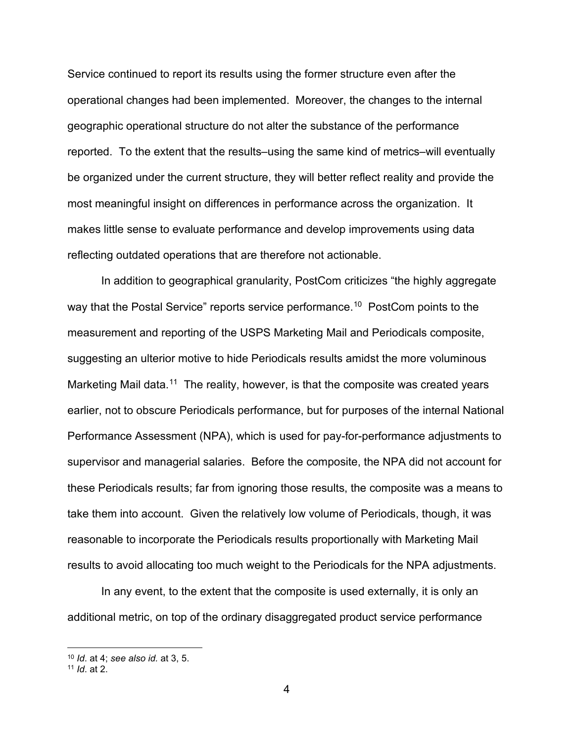Service continued to report its results using the former structure even after the operational changes had been implemented. Moreover, the changes to the internal geographic operational structure do not alter the substance of the performance reported. To the extent that the results–using the same kind of metrics–will eventually be organized under the current structure, they will better reflect reality and provide the most meaningful insight on differences in performance across the organization. It makes little sense to evaluate performance and develop improvements using data reflecting outdated operations that are therefore not actionable.

In addition to geographical granularity, PostCom criticizes "the highly aggregate way that the Postal Service" reports service performance.[10] PostCom points to the measurement and reporting of the USPS Marketing Mail and Periodicals composite, suggesting an ulterior motive to hide Periodicals results amidst the more voluminous Marketing Mail data.[11] The reality, however, is that the composite was created years earlier, not to obscure Periodicals performance, but for purposes of the internal National Performance Assessment (NPA), which is used for pay-for-performance adjustments to supervisor and managerial salaries. Before the composite, the NPA did not account for these Periodicals results; far from ignoring those results, the composite was a means to take them into account. Given the relatively low volume of Periodicals, though, it was reasonable to incorporate the Periodicals results proportionally with Marketing Mail results to avoid allocating too much weight to the Periodicals for the NPA adjustments.

In any event, to the extent that the composite is used externally, it is only an additional metric, on top of the ordinary disaggregated product service performance

---

[10] *Id*. at 4; *see also id.* at 3, 5.

[11] *Id*. at 2.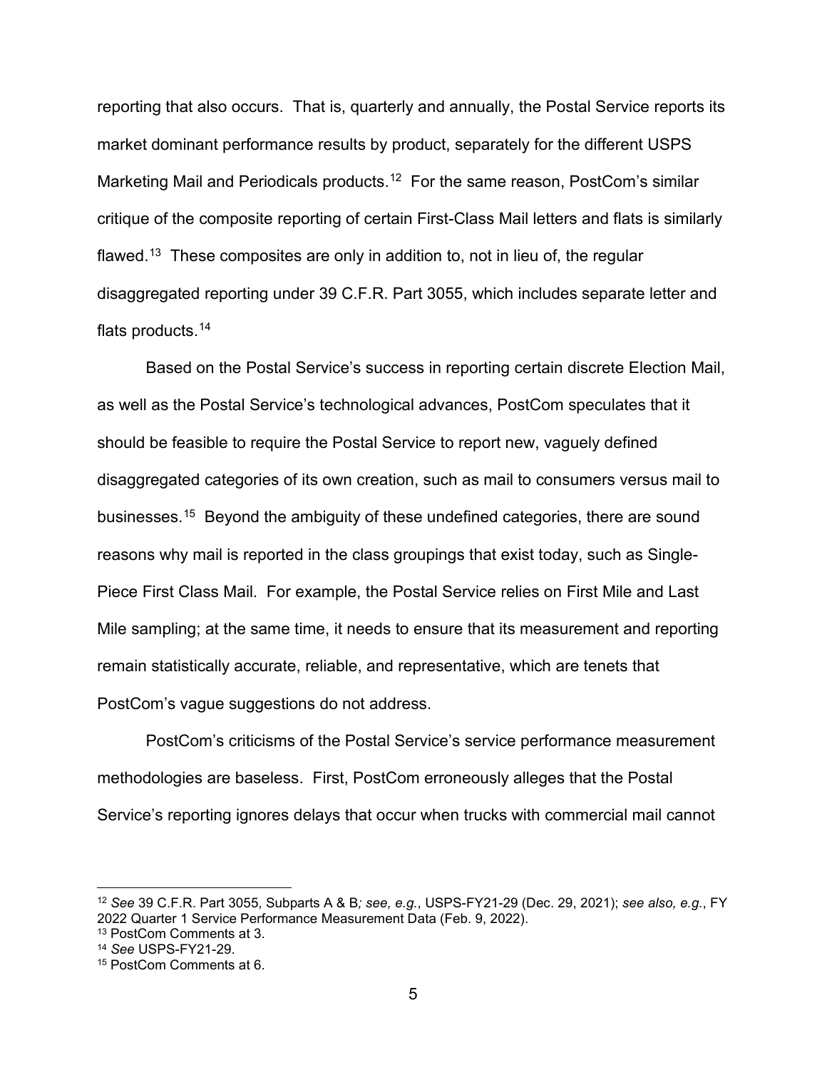reporting that also occurs. That is, quarterly and annually, the Postal Service reports its market dominant performance results by product, separately for the different USPS Marketing Mail and Periodicals products.[12] For the same reason, PostCom's similar critique of the composite reporting of certain First-Class Mail letters and flats is similarly flawed.[13] These composites are only in addition to, not in lieu of, the regular disaggregated reporting under 39 C.F.R. Part 3055, which includes separate letter and flats products.[14]

Based on the Postal Service's success in reporting certain discrete Election Mail, as well as the Postal Service's technological advances, PostCom speculates that it should be feasible to require the Postal Service to report new, vaguely defined disaggregated categories of its own creation, such as mail to consumers versus mail to businesses.[15] Beyond the ambiguity of these undefined categories, there are sound reasons why mail is reported in the class groupings that exist today, such as Single-Piece First Class Mail. For example, the Postal Service relies on First Mile and Last Mile sampling; at the same time, it needs to ensure that its measurement and reporting remain statistically accurate, reliable, and representative, which are tenets that PostCom's vague suggestions do not address.

PostCom's criticisms of the Postal Service's service performance measurement methodologies are baseless. First, PostCom erroneously alleges that the Postal Service's reporting ignores delays that occur when trucks with commercial mail cannot

---

[12] *See* 39 C.F.R. Part 3055, Subparts A & B*; see, e.g.*, USPS-FY21-29 (Dec. 29, 2021); *see also, e.g.*, FY 2022 Quarter 1 Service Performance Measurement Data (Feb. 9, 2022).

[13] PostCom Comments at 3.

[14] *See* USPS-FY21-29.

[15] PostCom Comments at 6.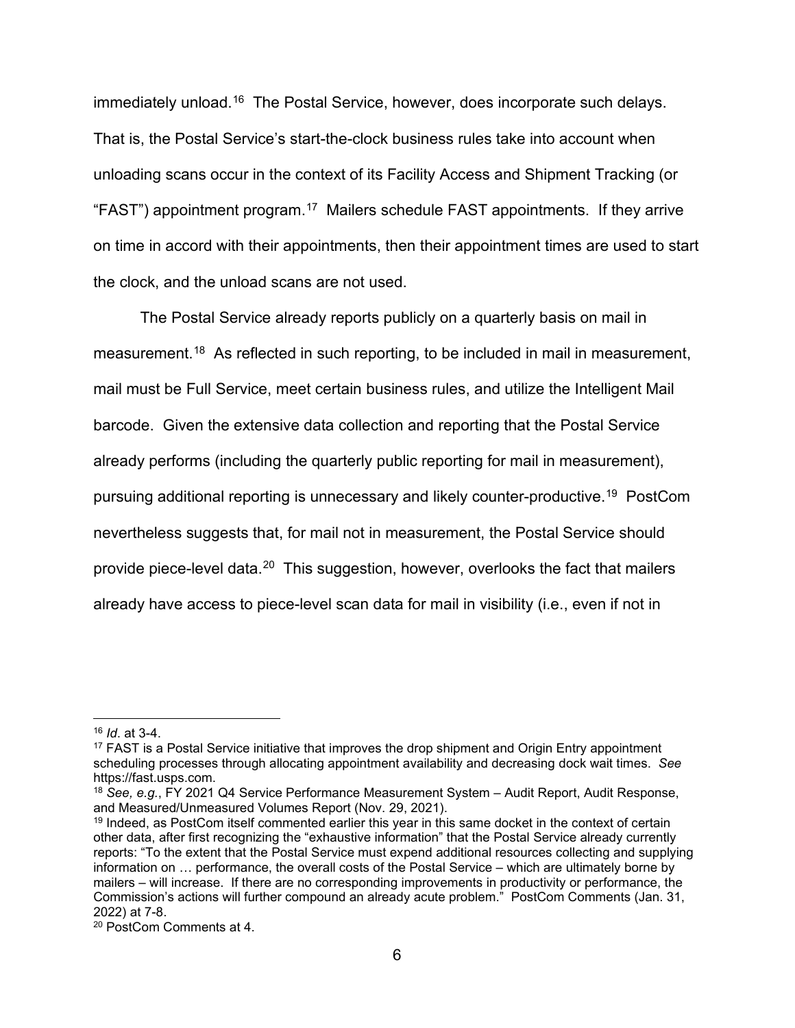immediately unload.[16] The Postal Service, however, does incorporate such delays. That is, the Postal Service's start-the-clock business rules take into account when unloading scans occur in the context of its Facility Access and Shipment Tracking (or "FAST") appointment program.[17] Mailers schedule FAST appointments. If they arrive on time in accord with their appointments, then their appointment times are used to start the clock, and the unload scans are not used.

The Postal Service already reports publicly on a quarterly basis on mail in measurement.[18] As reflected in such reporting, to be included in mail in measurement, mail must be Full Service, meet certain business rules, and utilize the Intelligent Mail barcode. Given the extensive data collection and reporting that the Postal Service already performs (including the quarterly public reporting for mail in measurement), pursuing additional reporting is unnecessary and likely counter-productive.[19] PostCom nevertheless suggests that, for mail not in measurement, the Postal Service should provide piece-level data.[20] This suggestion, however, overlooks the fact that mailers already have access to piece-level scan data for mail in visibility (i.e., even if not in

---

[16] *Id*. at 3-4.

[17] FAST is a Postal Service initiative that improves the drop shipment and Origin Entry appointment scheduling processes through allocating appointment availability and decreasing dock wait times. *See* https://fast.usps.com.

[18] *See, e.g.*, FY 2021 Q4 Service Performance Measurement System – Audit Report, Audit Response, and Measured/Unmeasured Volumes Report (Nov. 29, 2021).

[19] Indeed, as PostCom itself commented earlier this year in this same docket in the context of certain other data, after first recognizing the "exhaustive information" that the Postal Service already currently reports: "To the extent that the Postal Service must expend additional resources collecting and supplying information on … performance, the overall costs of the Postal Service – which are ultimately borne by mailers – will increase. If there are no corresponding improvements in productivity or performance, the Commission's actions will further compound an already acute problem." PostCom Comments (Jan. 31, 2022) at 7-8.

[20] PostCom Comments at 4.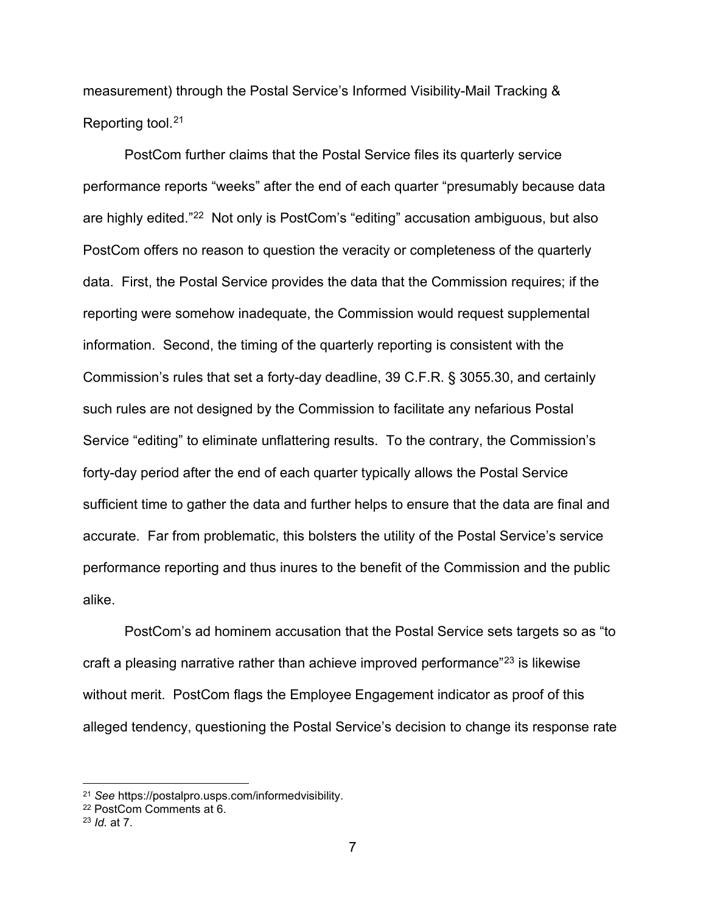measurement) through the Postal Service's Informed Visibility-Mail Tracking & Reporting tool.[21]

PostCom further claims that the Postal Service files its quarterly service performance reports "weeks" after the end of each quarter "presumably because data are highly edited."[22] Not only is PostCom's "editing" accusation ambiguous, but also PostCom offers no reason to question the veracity or completeness of the quarterly data. First, the Postal Service provides the data that the Commission requires; if the reporting were somehow inadequate, the Commission would request supplemental information. Second, the timing of the quarterly reporting is consistent with the Commission's rules that set a forty-day deadline, 39 C.F.R. § 3055.30, and certainly such rules are not designed by the Commission to facilitate any nefarious Postal Service "editing" to eliminate unflattering results. To the contrary, the Commission's forty-day period after the end of each quarter typically allows the Postal Service sufficient time to gather the data and further helps to ensure that the data are final and accurate. Far from problematic, this bolsters the utility of the Postal Service's service performance reporting and thus inures to the benefit of the Commission and the public alike.

PostCom's ad hominem accusation that the Postal Service sets targets so as "to craft a pleasing narrative rather than achieve improved performance"[23] is likewise without merit. PostCom flags the Employee Engagement indicator as proof of this alleged tendency, questioning the Postal Service's decision to change its response rate

---

[21] *See* https://postalpro.usps.com/informedvisibility.

[22] PostCom Comments at 6.

[23] *Id.* at 7.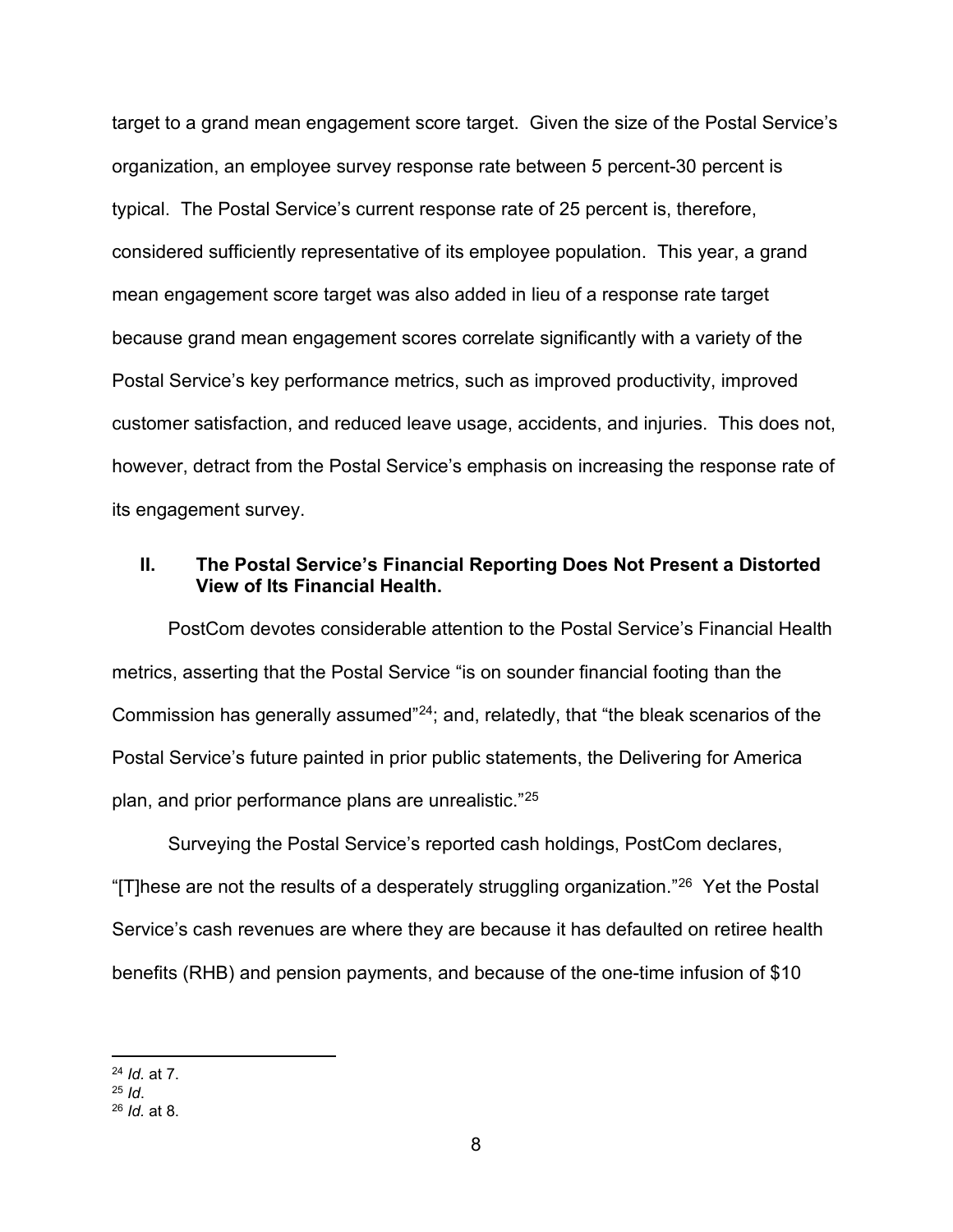target to a grand mean engagement score target. Given the size of the Postal Service's organization, an employee survey response rate between 5 percent-30 percent is typical. The Postal Service's current response rate of 25 percent is, therefore, considered sufficiently representative of its employee population. This year, a grand mean engagement score target was also added in lieu of a response rate target because grand mean engagement scores correlate significantly with a variety of the Postal Service's key performance metrics, such as improved productivity, improved customer satisfaction, and reduced leave usage, accidents, and injuries. This does not, however, detract from the Postal Service's emphasis on increasing the response rate of its engagement survey.

## II. The Postal Service's Financial Reporting Does Not Present a Distorted View of Its Financial Health.

PostCom devotes considerable attention to the Postal Service's Financial Health metrics, asserting that the Postal Service "is on sounder financial footing than the Commission has generally assumed"[24]; and, relatedly, that "the bleak scenarios of the Postal Service's future painted in prior public statements, the Delivering for America plan, and prior performance plans are unrealistic."[25]

Surveying the Postal Service's reported cash holdings, PostCom declares, "[T]hese are not the results of a desperately struggling organization."[26] Yet the Postal Service's cash revenues are where they are because it has defaulted on retiree health benefits (RHB) and pension payments, and because of the one-time infusion of $10

---

[24] *Id.* at 7.

[25] *Id*.

[26] *Id.* at 8.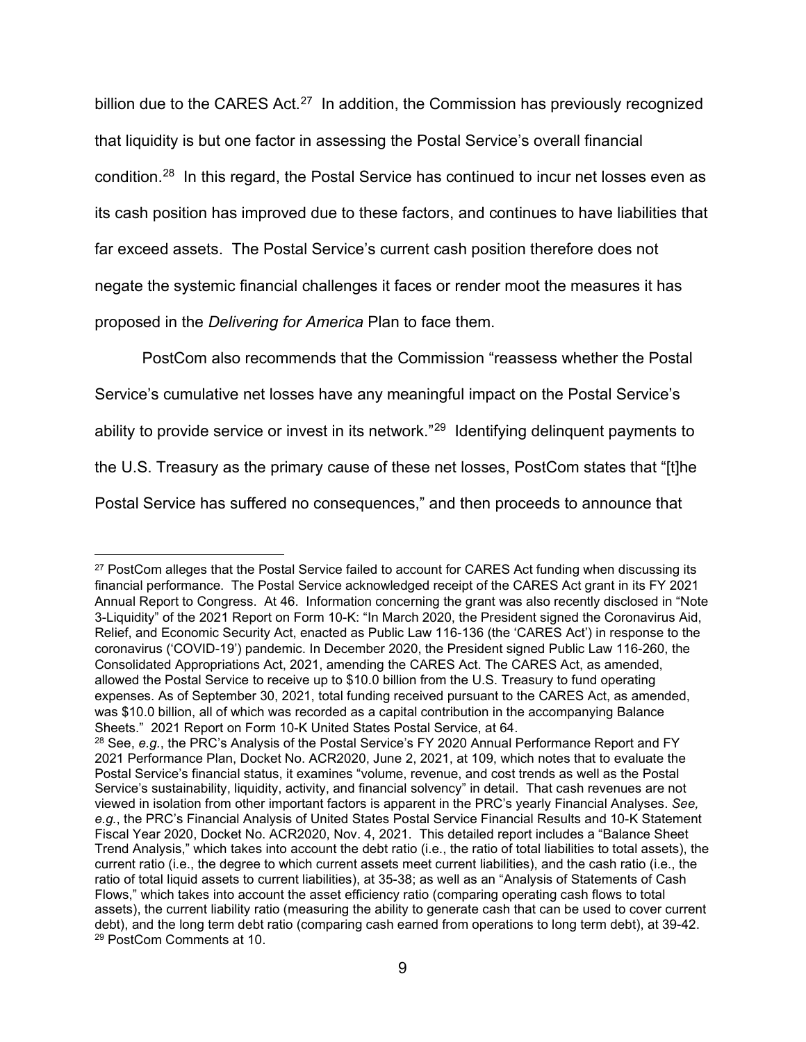billion due to the CARES Act.[27] In addition, the Commission has previously recognized that liquidity is but one factor in assessing the Postal Service's overall financial condition.[28] In this regard, the Postal Service has continued to incur net losses even as its cash position has improved due to these factors, and continues to have liabilities that far exceed assets. The Postal Service's current cash position therefore does not negate the systemic financial challenges it faces or render moot the measures it has proposed in the *Delivering for America* Plan to face them.

PostCom also recommends that the Commission "reassess whether the Postal Service's cumulative net losses have any meaningful impact on the Postal Service's ability to provide service or invest in its network."[29] Identifying delinquent payments to the U.S. Treasury as the primary cause of these net losses, PostCom states that "[t]he Postal Service has suffered no consequences," and then proceeds to announce that

---

[27] PostCom alleges that the Postal Service failed to account for CARES Act funding when discussing its financial performance. The Postal Service acknowledged receipt of the CARES Act grant in its FY 2021 Annual Report to Congress. At 46. Information concerning the grant was also recently disclosed in "Note 3-Liquidity" of the 2021 Report on Form 10-K: "In March 2020, the President signed the Coronavirus Aid, Relief, and Economic Security Act, enacted as Public Law 116-136 (the 'CARES Act') in response to the coronavirus ('COVID-19') pandemic. In December 2020, the President signed Public Law 116-260, the Consolidated Appropriations Act, 2021, amending the CARES Act. The CARES Act, as amended, allowed the Postal Service to receive up to $10.0 billion from the U.S. Treasury to fund operating expenses. As of September 30, 2021, total funding received pursuant to the CARES Act, as amended, was $10.0 billion, all of which was recorded as a capital contribution in the accompanying Balance Sheets." 2021 Report on Form 10-K United States Postal Service, at 64.

[28] See, *e.g.*, the PRC's Analysis of the Postal Service's FY 2020 Annual Performance Report and FY 2021 Performance Plan, Docket No. ACR2020, June 2, 2021, at 109, which notes that to evaluate the Postal Service's financial status, it examines "volume, revenue, and cost trends as well as the Postal Service's sustainability, liquidity, activity, and financial solvency" in detail. That cash revenues are not viewed in isolation from other important factors is apparent in the PRC's yearly Financial Analyses. *See, e.g.*, the PRC's Financial Analysis of United States Postal Service Financial Results and 10-K Statement Fiscal Year 2020, Docket No. ACR2020, Nov. 4, 2021. This detailed report includes a "Balance Sheet Trend Analysis," which takes into account the debt ratio (i.e., the ratio of total liabilities to total assets), the current ratio (i.e., the degree to which current assets meet current liabilities), and the cash ratio (i.e., the ratio of total liquid assets to current liabilities), at 35-38; as well as an "Analysis of Statements of Cash Flows," which takes into account the asset efficiency ratio (comparing operating cash flows to total assets), the current liability ratio (measuring the ability to generate cash that can be used to cover current debt), and the long term debt ratio (comparing cash earned from operations to long term debt), at 39-42.

[29] PostCom Comments at 10.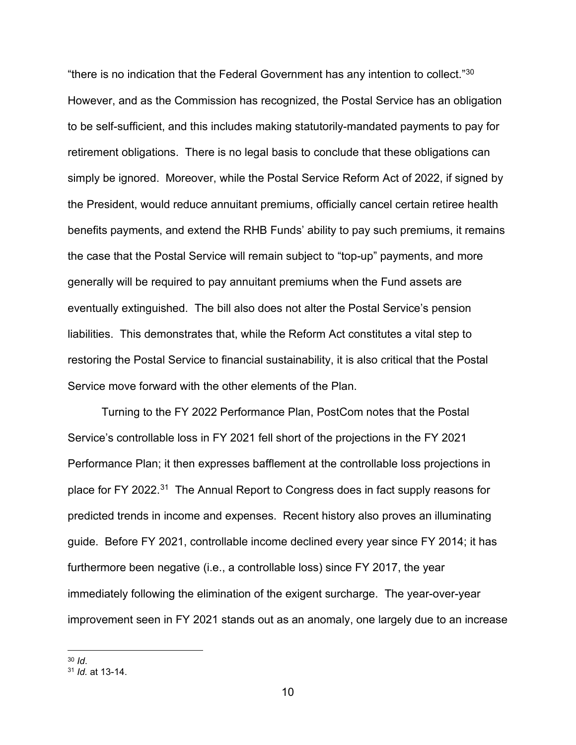"there is no indication that the Federal Government has any intention to collect."[30] However, and as the Commission has recognized, the Postal Service has an obligation to be self-sufficient, and this includes making statutorily-mandated payments to pay for retirement obligations. There is no legal basis to conclude that these obligations can simply be ignored. Moreover, while the Postal Service Reform Act of 2022, if signed by the President, would reduce annuitant premiums, officially cancel certain retiree health benefits payments, and extend the RHB Funds' ability to pay such premiums, it remains the case that the Postal Service will remain subject to "top-up" payments, and more generally will be required to pay annuitant premiums when the Fund assets are eventually extinguished. The bill also does not alter the Postal Service's pension liabilities. This demonstrates that, while the Reform Act constitutes a vital step to restoring the Postal Service to financial sustainability, it is also critical that the Postal Service move forward with the other elements of the Plan.

Turning to the FY 2022 Performance Plan, PostCom notes that the Postal Service's controllable loss in FY 2021 fell short of the projections in the FY 2021 Performance Plan; it then expresses bafflement at the controllable loss projections in place for FY 2022.[31] The Annual Report to Congress does in fact supply reasons for predicted trends in income and expenses. Recent history also proves an illuminating guide. Before FY 2021, controllable income declined every year since FY 2014; it has furthermore been negative (i.e., a controllable loss) since FY 2017, the year immediately following the elimination of the exigent surcharge. The year-over-year improvement seen in FY 2021 stands out as an anomaly, one largely due to an increase

[30] *Id*.

[31] *Id*. at 13-14.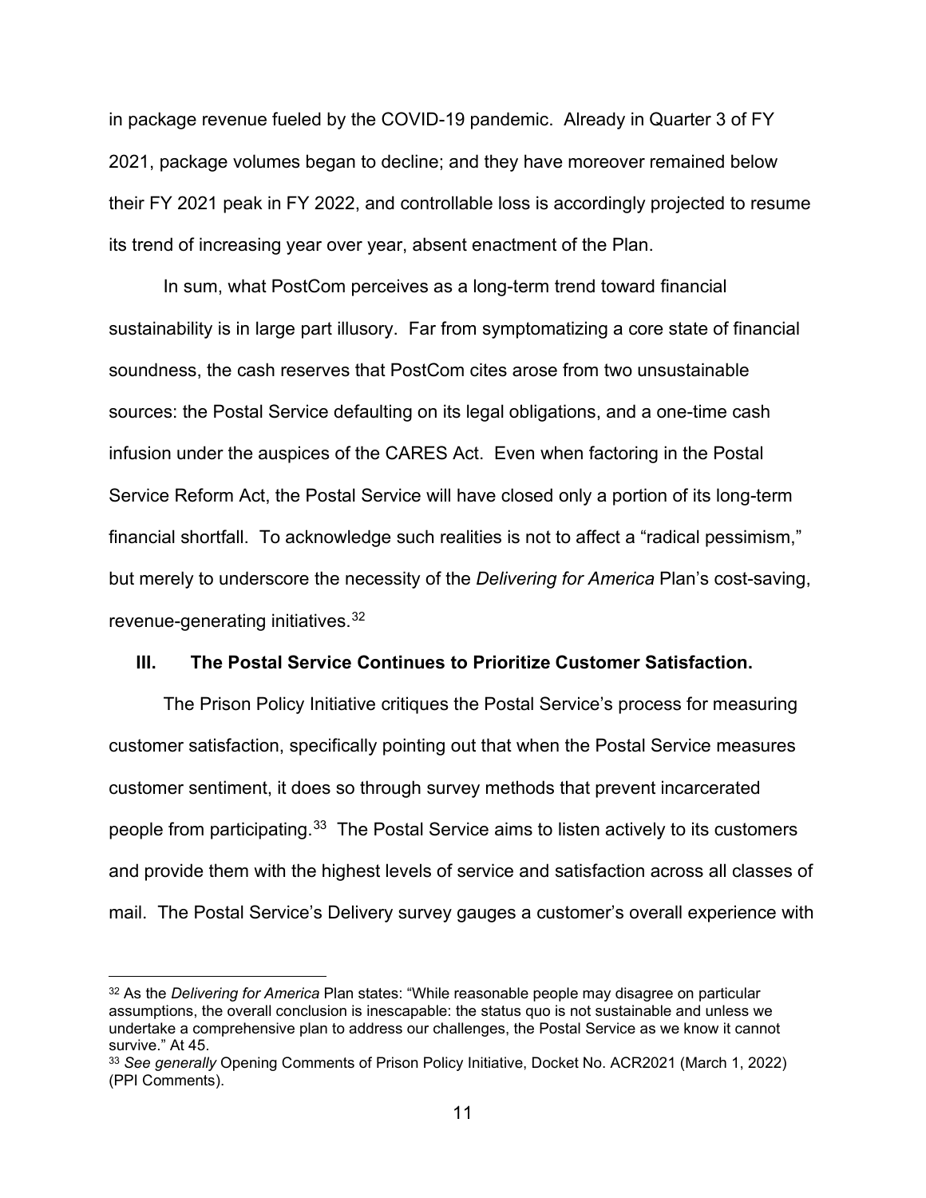in package revenue fueled by the COVID-19 pandemic. Already in Quarter 3 of FY 2021, package volumes began to decline; and they have moreover remained below their FY 2021 peak in FY 2022, and controllable loss is accordingly projected to resume its trend of increasing year over year, absent enactment of the Plan.

In sum, what PostCom perceives as a long-term trend toward financial sustainability is in large part illusory. Far from symptomatizing a core state of financial soundness, the cash reserves that PostCom cites arose from two unsustainable sources: the Postal Service defaulting on its legal obligations, and a one-time cash infusion under the auspices of the CARES Act. Even when factoring in the Postal Service Reform Act, the Postal Service will have closed only a portion of its long-term financial shortfall. To acknowledge such realities is not to affect a "radical pessimism," but merely to underscore the necessity of the *Delivering for America* Plan's cost-saving, revenue-generating initiatives.[32]

### III. The Postal Service Continues to Prioritize Customer Satisfaction.

The Prison Policy Initiative critiques the Postal Service's process for measuring customer satisfaction, specifically pointing out that when the Postal Service measures customer sentiment, it does so through survey methods that prevent incarcerated people from participating.[33] The Postal Service aims to listen actively to its customers and provide them with the highest levels of service and satisfaction across all classes of mail. The Postal Service's Delivery survey gauges a customer's overall experience with

---

[32] As the *Delivering for America* Plan states: "While reasonable people may disagree on particular assumptions, the overall conclusion is inescapable: the status quo is not sustainable and unless we undertake a comprehensive plan to address our challenges, the Postal Service as we know it cannot survive." At 45.

[33] *See generally* Opening Comments of Prison Policy Initiative, Docket No. ACR2021 (March 1, 2022) (PPI Comments).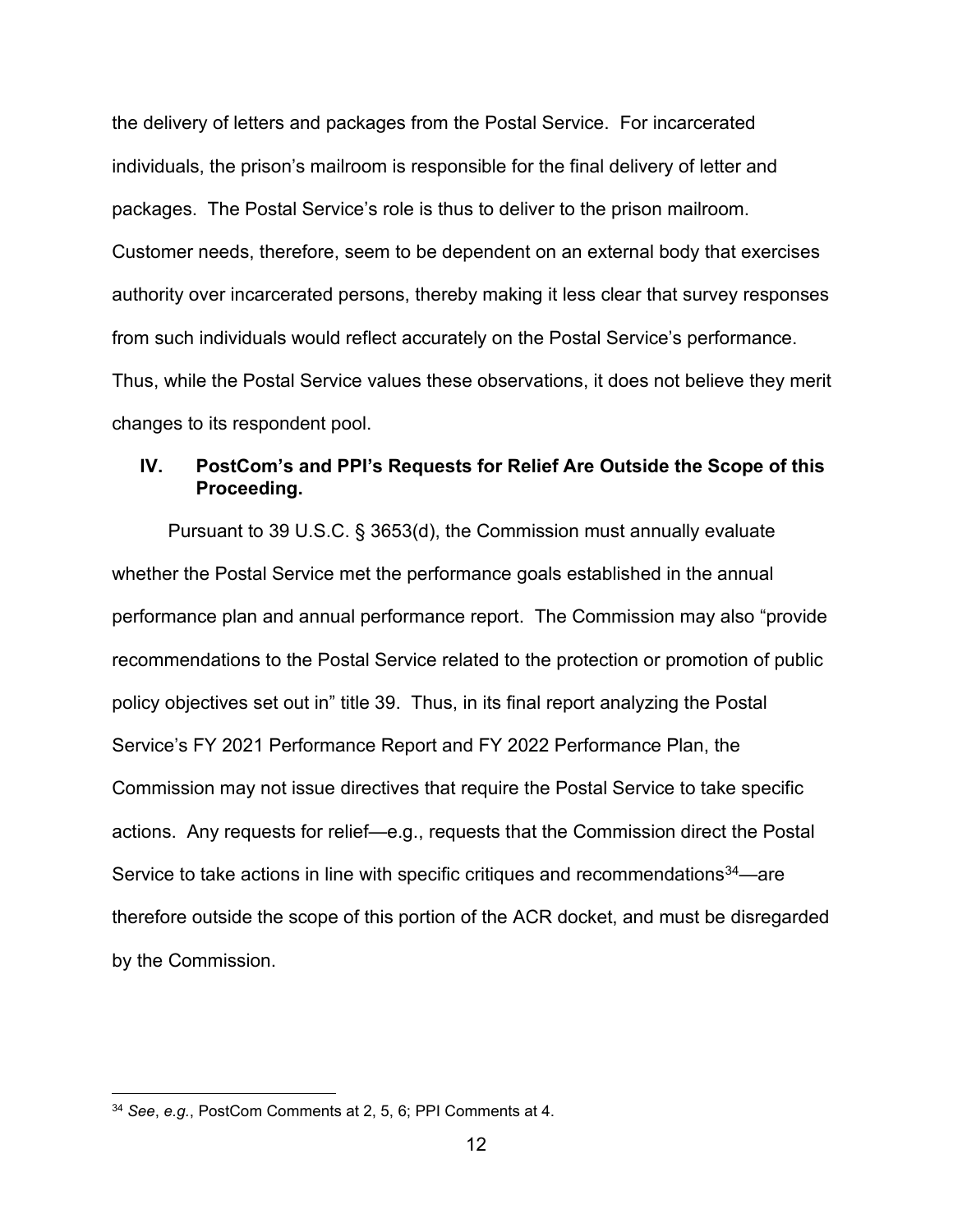the delivery of letters and packages from the Postal Service. For incarcerated individuals, the prison's mailroom is responsible for the final delivery of letter and packages. The Postal Service's role is thus to deliver to the prison mailroom. Customer needs, therefore, seem to be dependent on an external body that exercises authority over incarcerated persons, thereby making it less clear that survey responses from such individuals would reflect accurately on the Postal Service's performance. Thus, while the Postal Service values these observations, it does not believe they merit changes to its respondent pool.

## IV. PostCom's and PPI's Requests for Relief Are Outside the Scope of this Proceeding.

Pursuant to 39 U.S.C. § 3653(d), the Commission must annually evaluate whether the Postal Service met the performance goals established in the annual performance plan and annual performance report. The Commission may also "provide recommendations to the Postal Service related to the protection or promotion of public policy objectives set out in" title 39. Thus, in its final report analyzing the Postal Service's FY 2021 Performance Report and FY 2022 Performance Plan, the Commission may not issue directives that require the Postal Service to take specific actions. Any requests for relief—e.g., requests that the Commission direct the Postal Service to take actions in line with specific critiques and recommendations[34]—are therefore outside the scope of this portion of the ACR docket, and must be disregarded by the Commission.

[34] *See*, *e.g.*, PostCom Comments at 2, 5, 6; PPI Comments at 4.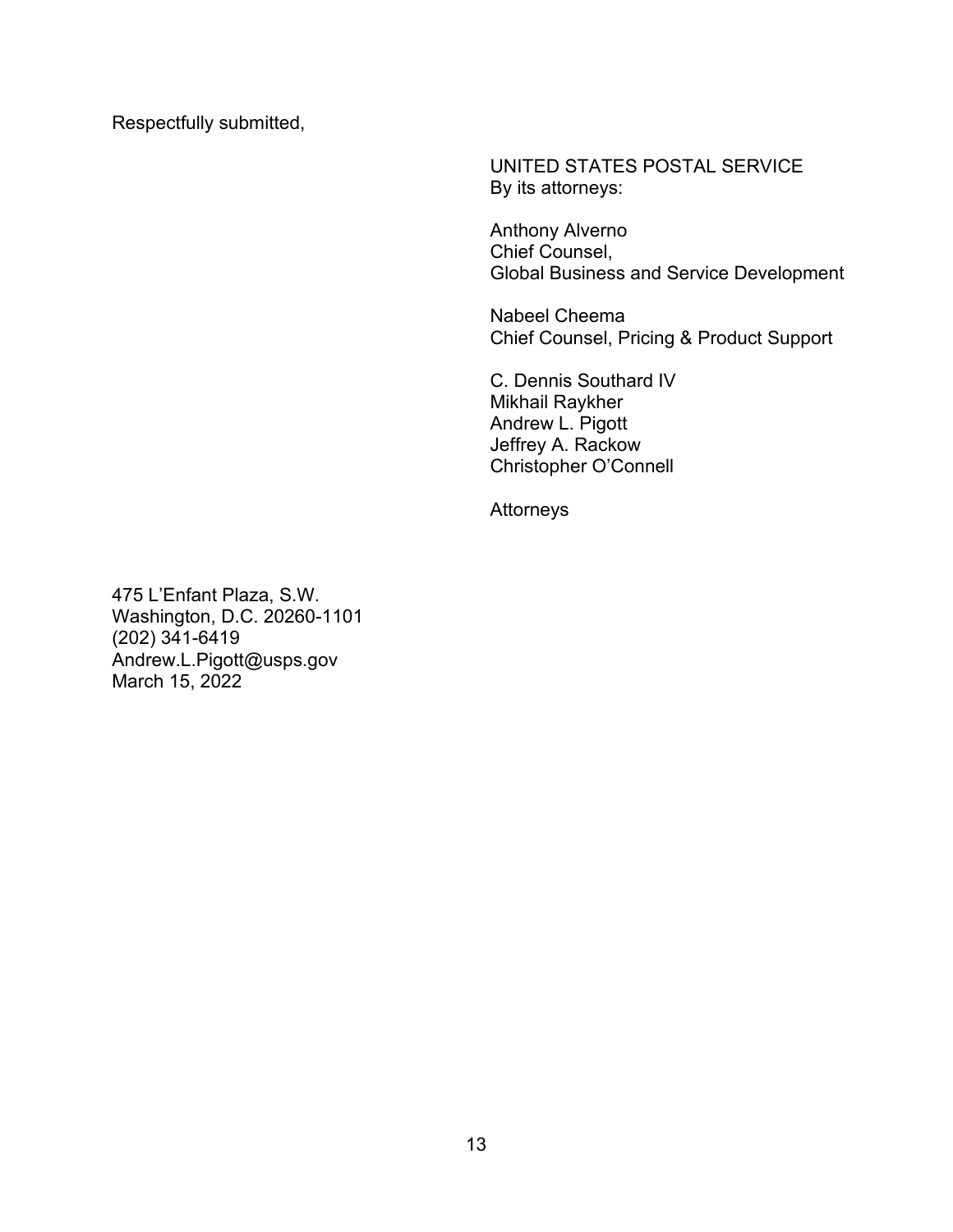Respectfully submitted,

UNITED STATES POSTAL SERVICE
By its attorneys:

Anthony Alverno
Chief Counsel,
Global Business and Service Development

Nabeel Cheema
Chief Counsel, Pricing & Product Support

C. Dennis Southard IV
Mikhail Raykher
Andrew L. Pigott
Jeffrey A. Rackow
Christopher O'Connell

Attorneys

475 L'Enfant Plaza, S.W.
Washington, D.C. 20260-1101
(202) 341-6419
Andrew.L.Pigott@usps.gov
March 15, 2022